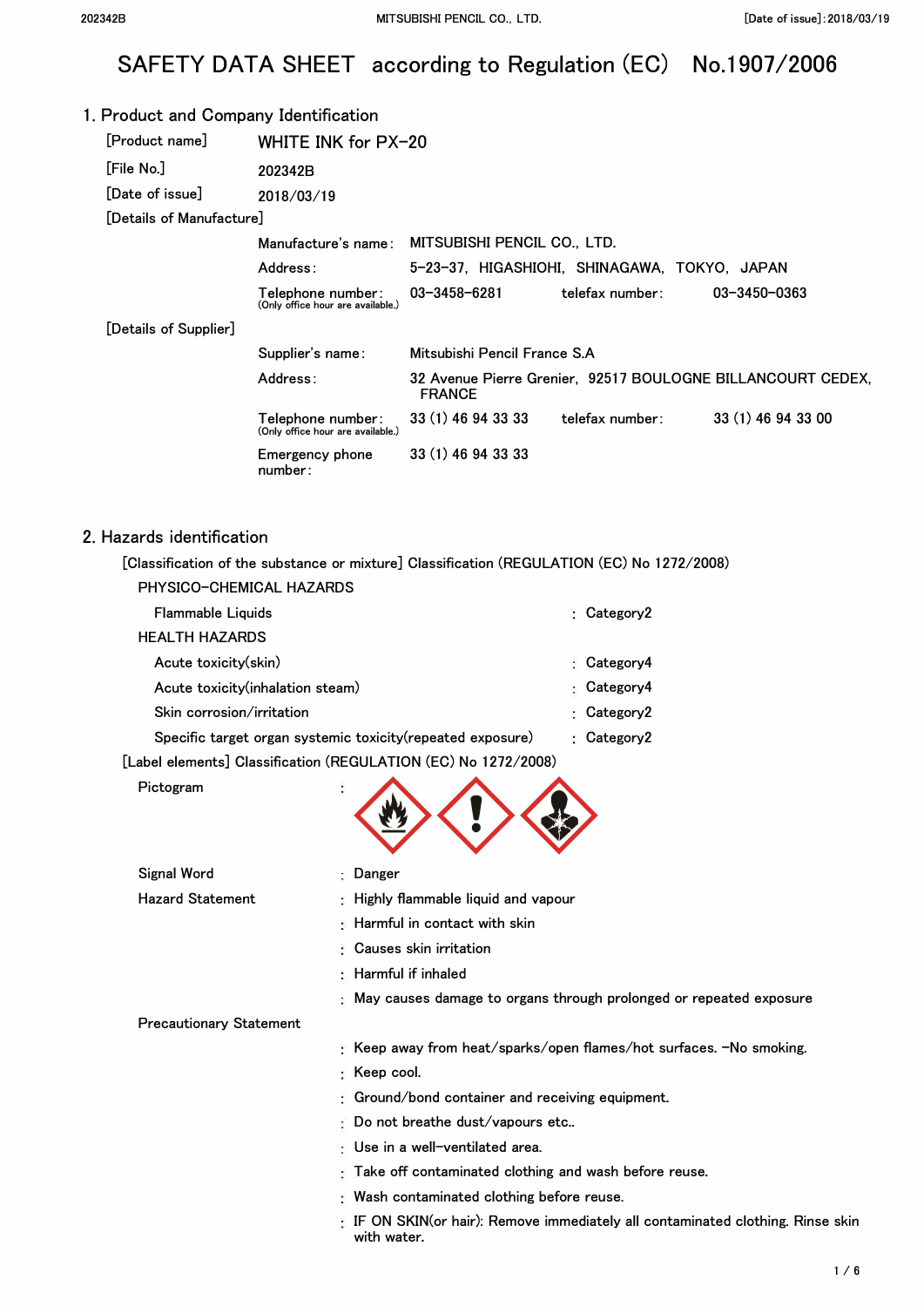# SAFETY DATA SHEET according to Regulation (EC) No.1907/2006

## 1. Product and Company Identification

| | | | | |
|---|---|---|---|---|
| [Product name] | WHITE INK for PX-20 | | | |
| [File No.] | 202342B | | | |
| [Date of issue] | 2018/03/19 | | | |

[Details of Manufacture]

| | | | |
|---|---|---|---|
| Manufacture's name: | MITSUBISHI PENCIL CO., LTD. | | |
| Address: | 5-23-37, HIGASHIOHI, SHINAGAWA, TOKYO, JAPAN | | |
| Telephone number: (Only office hour are available.) | 03-3458-6281 | telefax number: | 03-3450-0363 |

[Details of Supplier]

| | | | |
|---|---|---|---|
| Supplier's name: | Mitsubishi Pencil France S.A | | |
| Address: | 32 Avenue Pierre Grenier, 92517 BOULOGNE BILLANCOURT CEDEX, FRANCE | | |
| Telephone number: (Only office hour are available.) | 33 (1) 46 94 33 33 | telefax number: | 33 (1) 46 94 33 00 |
| Emergency phone number: | 33 (1) 46 94 33 33 | | |

## 2. Hazards identification

[Classification of the substance or mixture] Classification (REGULATION (EC) No 1272/2008)

PHYSICO-CHEMICAL HAZARDS

- Flammable Liquids : Category2

HEALTH HAZARDS

- Acute toxicity(skin) : Category4
- Acute toxicity(inhalation steam) : Category4
- Skin corrosion/irritation : Category2
- Specific target organ systemic toxicity(repeated exposure) : Category2

[Label elements] Classification (REGULATION (EC) No 1272/2008)

Pictogram :

Signal Word : Danger

Hazard Statement :
- Highly flammable liquid and vapour
- Harmful in contact with skin
- Causes skin irritation
- Harmful if inhaled
- May causes damage to organs through prolonged or repeated exposure

Precautionary Statement :
- Keep away from heat/sparks/open flames/hot surfaces. -No smoking.
- Keep cool.
- Ground/bond container and receiving equipment.
- Do not breathe dust/vapours etc..
- Use in a well-ventilated area.
- Take off contaminated clothing and wash before reuse.
- Wash contaminated clothing before reuse.
- IF ON SKIN(or hair): Remove immediately all contaminated clothing. Rinse skin with water.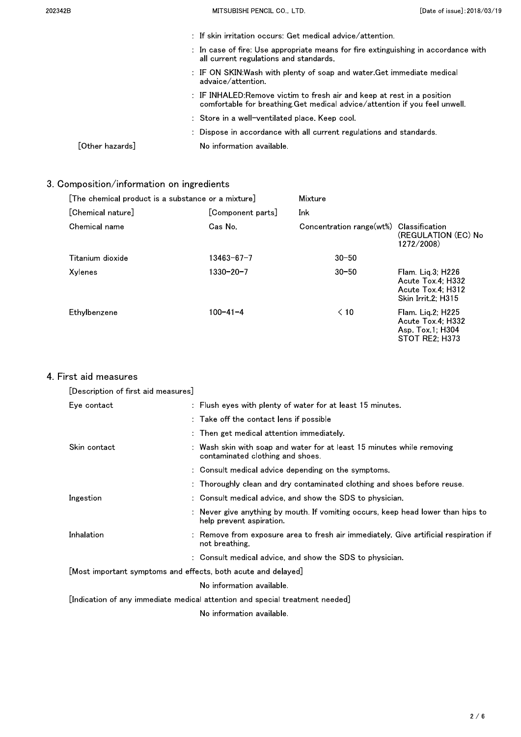: If skin irritation occurs: Get medical advice/attention.

: In case of fire: Use appropriate means for fire extinguishing in accordance with all current regulations and standards.

: IF ON SKIN:Wash with plenty of soap and water.Get immediate medical advaice/attention.

: IF INHALED:Remove victim to fresh air and keep at rest in a position comfortable for breathing.Get medical advice/attention if you feel unwell.

: Store in a well-ventilated place. Keep cool.

: Dispose in accordance with all current regulations and standards.

[Other hazards] No information available.

## 3. Composition/information on ingredients

[The chemical product is a substance or a mixture] Mixture

[Chemical nature] [Component parts] Ink

| Chemical name | Cas No. | Concentration range(wt%) | Classification (REGULATION (EC) No 1272/2008) |
|---|---|---|---|
| Titanium dioxide | 13463-67-7 | 30-50 | |
| Xylenes | 1330-20-7 | 30-50 | Flam. Liq.3; H226<br>Acute Tox.4; H332<br>Acute Tox.4; H312<br>Skin Irrit.2; H315 |
| Ethylbenzene | 100-41-4 | < 10 | Flam. Liq.2; H225<br>Acute Tox.4; H332<br>Asp. Tox.1; H304<br>STOT RE2; H373 |

## 4. First aid measures

[Description of first aid measures]

Eye contact
: Flush eyes with plenty of water for at least 15 minutes.
: Take off the contact lens if possible
: Then get medical attention immediately.

Skin contact
: Wash skin with soap and water for at least 15 minutes while removing contaminated clothing and shoes.
: Consult medical advice depending on the symptoms.
: Thoroughly clean and dry contaminated clothing and shoes before reuse.

Ingestion
: Consult medical advice, and show the SDS to physician.
: Never give anything by mouth. If vomiting occurs, keep head lower than hips to help prevent aspiration.

Inhalation
: Remove from exposure area to fresh air immediately. Give artificial respiration if not breathing.
: Consult medical advice, and show the SDS to physician.

[Most important symptoms and effects, both acute and delayed]

No information available.

[Indication of any immediate medical attention and special treatment needed]

No information available.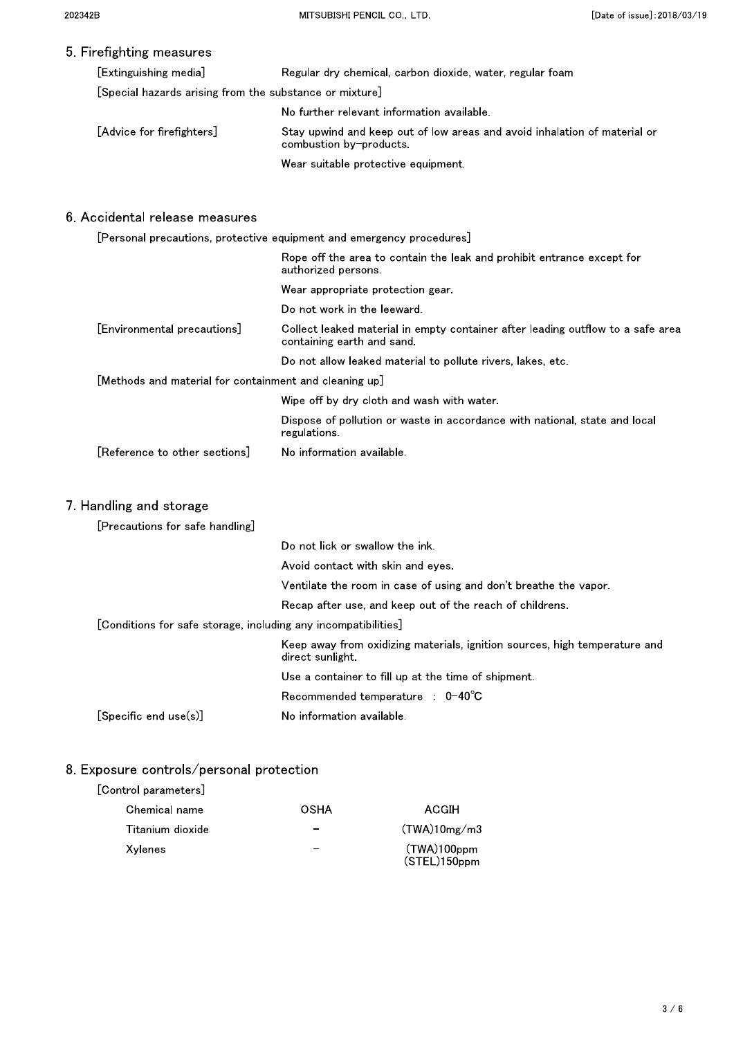## 5. Firefighting measures

| | |
|---|---|
| [Extinguishing media] | Regular dry chemical, carbon dioxide, water, regular foam |
| [Special hazards arising from the substance or mixture] | |
| | No further relevant information available. |
| [Advice for firefighters] | Stay upwind and keep out of low areas and avoid inhalation of material or combustion by-products. |
| | Wear suitable protective equipment. |

## 6. Accidental release measures

| | |
|---|---|
| [Personal precautions, protective equipment and emergency procedures] | |
| | Rope off the area to contain the leak and prohibit entrance except for authorized persons. |
| | Wear appropriate protection gear. |
| | Do not work in the leeward. |
| [Environmental precautions] | Collect leaked material in empty container after leading outflow to a safe area containing earth and sand. |
| | Do not allow leaked material to pollute rivers, lakes, etc. |
| [Methods and material for containment and cleaning up] | |
| | Wipe off by dry cloth and wash with water. |
| | Dispose of pollution or waste in accordance with national, state and local regulations. |
| [Reference to other sections] | No information available. |

## 7. Handling and storage

| | |
|---|---|
| [Precautions for safe handling] | |
| | Do not lick or swallow the ink. |
| | Avoid contact with skin and eyes. |
| | Ventilate the room in case of using and don't breathe the vapor. |
| | Recap after use, and keep out of the reach of childrens. |
| [Conditions for safe storage, including any incompatibilities] | |
| | Keep away from oxidizing materials, ignition sources, high temperature and direct sunlight. |
| | Use a container to fill up at the time of shipment. |
| | Recommended temperature ： 0-40℃ |
| [Specific end use(s)] | No information available. |

## 8. Exposure controls/personal protection

[Control parameters]

| Chemical name | OSHA | ACGIH |
|---|---|---|
| Titanium dioxide | − | (TWA)10mg/m3 |
| Xylenes | − | (TWA)100ppm (STEL)150ppm |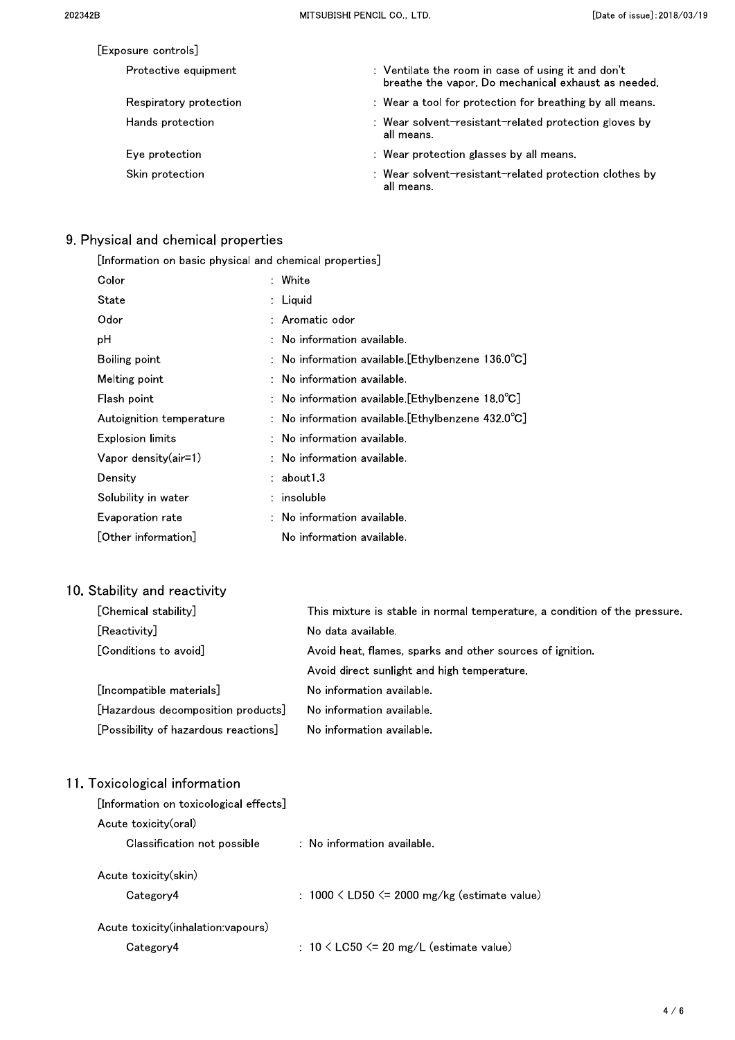[Exposure controls]

| | |
|---|---|
| Protective equipment | : Ventilate the room in case of using it and don't breathe the vapor. Do mechanical exhaust as needed. |
| Respiratory protection | : Wear a tool for protection for breathing by all means. |
| Hands protection | : Wear solvent-resistant-related protection gloves by all means. |
| Eye protection | : Wear protection glasses by all means. |
| Skin protection | : Wear solvent-resistant-related protection clothes by all means. |

## 9. Physical and chemical properties

[Information on basic physical and chemical properties]

| | |
|---|---|
| Color | : White |
| State | : Liquid |
| Odor | : Aromatic odor |
| pH | : No information available. |
| Boiling point | : No information available.[Ethylbenzene 136.0℃] |
| Melting point | : No information available. |
| Flash point | : No information available.[Ethylbenzene 18.0℃] |
| Autoignition temperature | : No information available.[Ethylbenzene 432.0℃] |
| Explosion limits | : No information available. |
| Vapor density(air=1) | : No information available. |
| Density | : about1.3 |
| Solubility in water | : insoluble |
| Evaporation rate | : No information available. |
| [Other information] | No information available. |

## 10. Stability and reactivity

| | |
|---|---|
| [Chemical stability] | This mixture is stable in normal temperature, a condition of the pressure. |
| [Reactivity] | No data available. |
| [Conditions to avoid] | Avoid heat, flames, sparks and other sources of ignition. |
| | Avoid direct sunlight and high temperature. |
| [Incompatible materials] | No information available. |
| [Hazardous decomposition products] | No information available. |
| [Possibility of hazardous reactions] | No information available. |

## 11. Toxicological information

[Information on toxicological effects]

Acute toxicity(oral)

| | |
|---|---|
| Classification not possible | : No information available. |

Acute toxicity(skin)

| | |
|---|---|
| Category4 | : 1000 < LD50 <= 2000 mg/kg (estimate value) |

Acute toxicity(inhalation:vapours)

| | |
|---|---|
| Category4 | : 10 < LC50 <= 20 mg/L (estimate value) |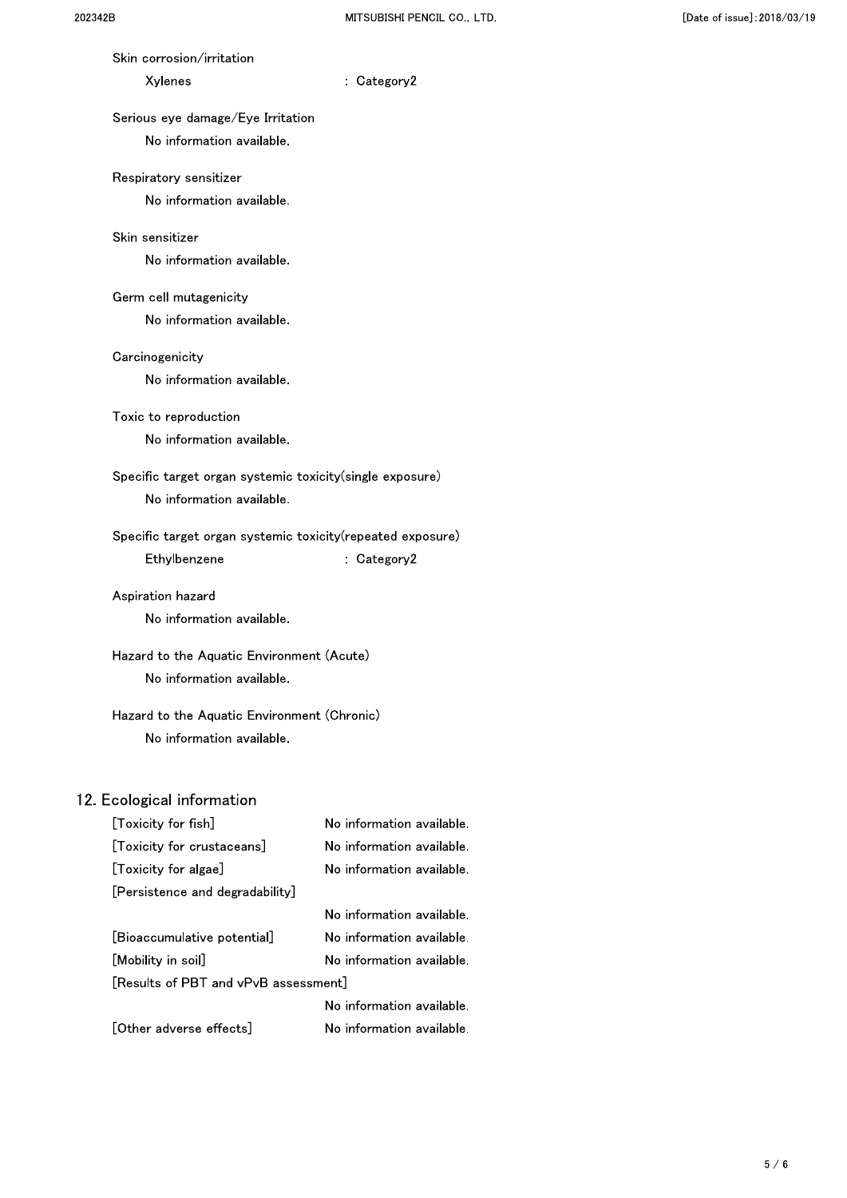Skin corrosion/irritation

Xylenes : Category2

Serious eye damage/Eye Irritation

No information available.

Respiratory sensitizer

No information available.

Skin sensitizer

No information available.

Germ cell mutagenicity

No information available.

Carcinogenicity

No information available.

Toxic to reproduction

No information available.

Specific target organ systemic toxicity(single exposure)

No information available.

Specific target organ systemic toxicity(repeated exposure)

Ethylbenzene : Category2

Aspiration hazard

No information available.

Hazard to the Aquatic Environment (Acute)

No information available.

Hazard to the Aquatic Environment (Chronic)

No information available.

## 12. Ecological information

[Toxicity for fish] No information available.

[Toxicity for crustaceans] No information available.

[Toxicity for algae] No information available.

[Persistence and degradability]

No information available.

[Bioaccumulative potential] No information available.

[Mobility in soil] No information available.

[Results of PBT and vPvB assessment]

No information available.

[Other adverse effects] No information available.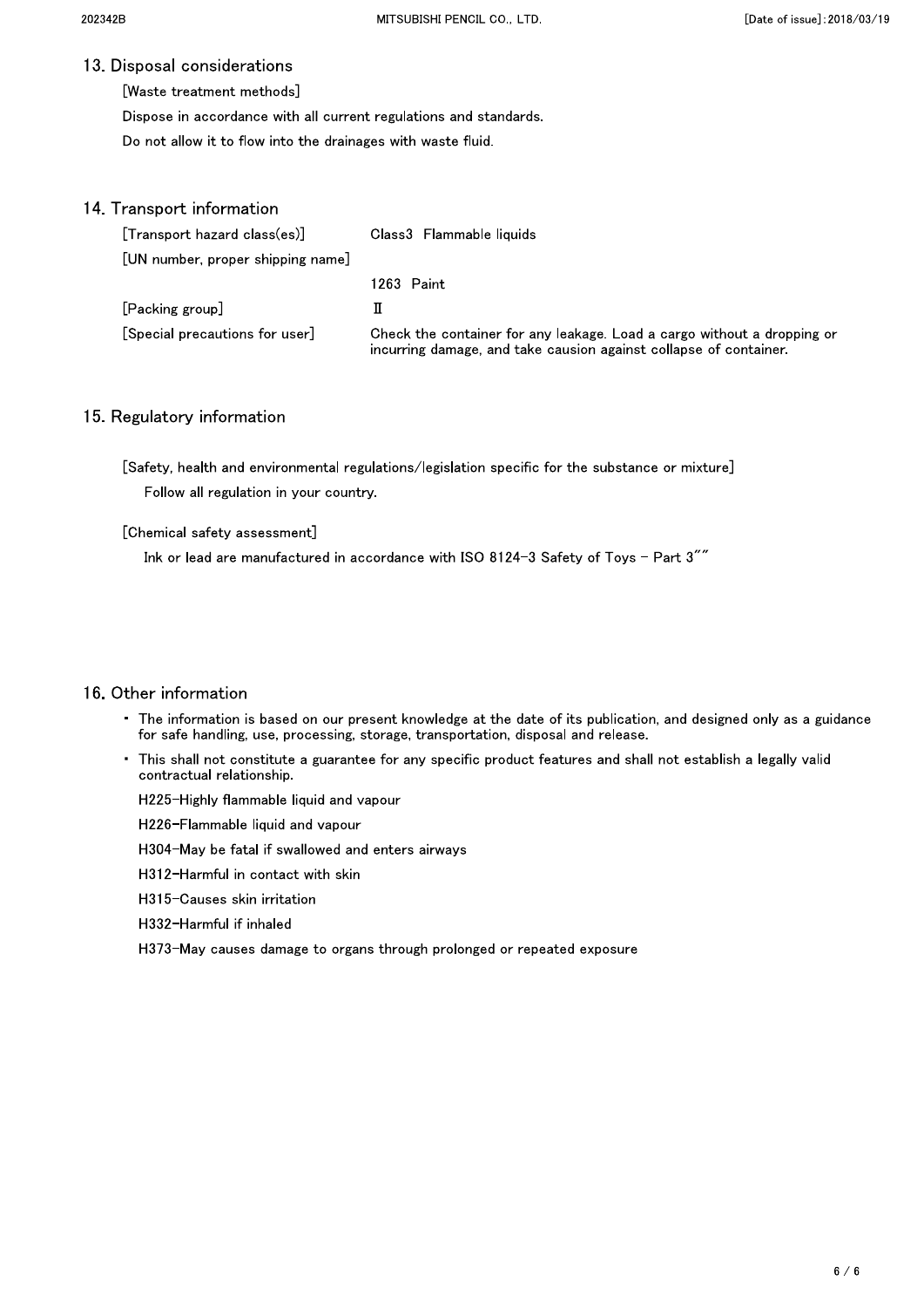## 13. Disposal considerations

[Waste treatment methods]

Dispose in accordance with all current regulations and standards.

Do not allow it to flow into the drainages with waste fluid.

## 14. Transport information

| | |
|---|---|
| [Transport hazard class(es)] | Class3 Flammable liquids |
| [UN number, proper shipping name] | |
| | 1263 Paint |
| [Packing group] | Ⅱ |
| [Special precautions for user] | Check the container for any leakage. Load a cargo without a dropping or incurring damage, and take causion against collapse of container. |

## 15. Regulatory information

[Safety, health and environmental regulations/legislation specific for the substance or mixture]

Follow all regulation in your country.

[Chemical safety assessment]

Ink or lead are manufactured in accordance with ISO 8124-3 Safety of Toys - Part 3""

## 16. Other information

- The information is based on our present knowledge at the date of its publication, and designed only as a guidance for safe handling, use, processing, storage, transportation, disposal and release.
- This shall not constitute a guarantee for any specific product features and shall not establish a legally valid contractual relationship.

H225-Highly flammable liquid and vapour

H226-Flammable liquid and vapour

H304-May be fatal if swallowed and enters airways

H312-Harmful in contact with skin

H315-Causes skin irritation

H332-Harmful if inhaled

H373-May causes damage to organs through prolonged or repeated exposure